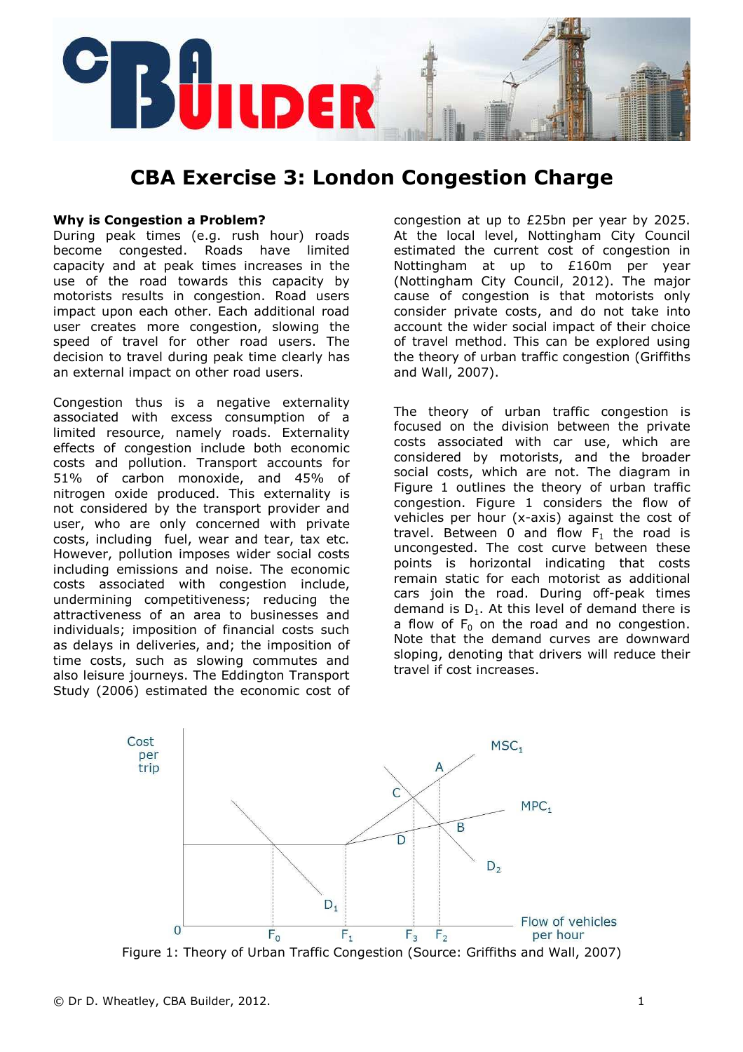# CBA Exercise 3: London Congestion Charge

**Why is Congestion a Problem?**

During peak times (e.g. rush hour) roads become congested. Roads have limited capacity and at peak times increases in the use of the road towards this capacity by motorists results in congestion. Road users impact upon each other. Each additional road user creates more congestion, slowing the speed of travel for other road users. The decision to travel during peak time clearly has an external impact on other road users.

Congestion thus is a negative externality associated with excess consumption of a limited resource, namely roads. Externality effects of congestion include both economic costs and pollution. Transport accounts for 51% of carbon monoxide, and 45% of nitrogen oxide produced. This externality is not considered by the transport provider and user, who are only concerned with private costs, including fuel, wear and tear, tax etc. However, pollution imposes wider social costs including emissions and noise. The economic costs associated with congestion include, undermining competitiveness; reducing the attractiveness of an area to businesses and individuals; imposition of financial costs such as delays in deliveries, and; the imposition of time costs, such as slowing commutes and also leisure journeys. The Eddington Transport Study (2006) estimated the economic cost of congestion at up to £25bn per year by 2025. At the local level, Nottingham City Council estimated the current cost of congestion in Nottingham at up to £160m per year (Nottingham City Council, 2012). The major cause of congestion is that motorists only consider private costs, and do not take into account the wider social impact of their choice of travel method. This can be explored using the theory of urban traffic congestion (Griffiths and Wall, 2007).

The theory of urban traffic congestion is focused on the division between the private costs associated with car use, which are considered by motorists, and the broader social costs, which are not. The diagram in Figure 1 outlines the theory of urban traffic congestion. Figure 1 considers the flow of vehicles per hour (x-axis) against the cost of travel. Between 0 and flow $F_1$ the road is uncongested. The cost curve between these points is horizontal indicating that costs remain static for each motorist as additional cars join the road. During off-peak times demand is $D_1$. At this level of demand there is a flow of $F_0$ on the road and no congestion. Note that the demand curves are downward sloping, denoting that drivers will reduce their travel if cost increases.

Figure 1: Theory of Urban Traffic Congestion (Source: Griffiths and Wall, 2007)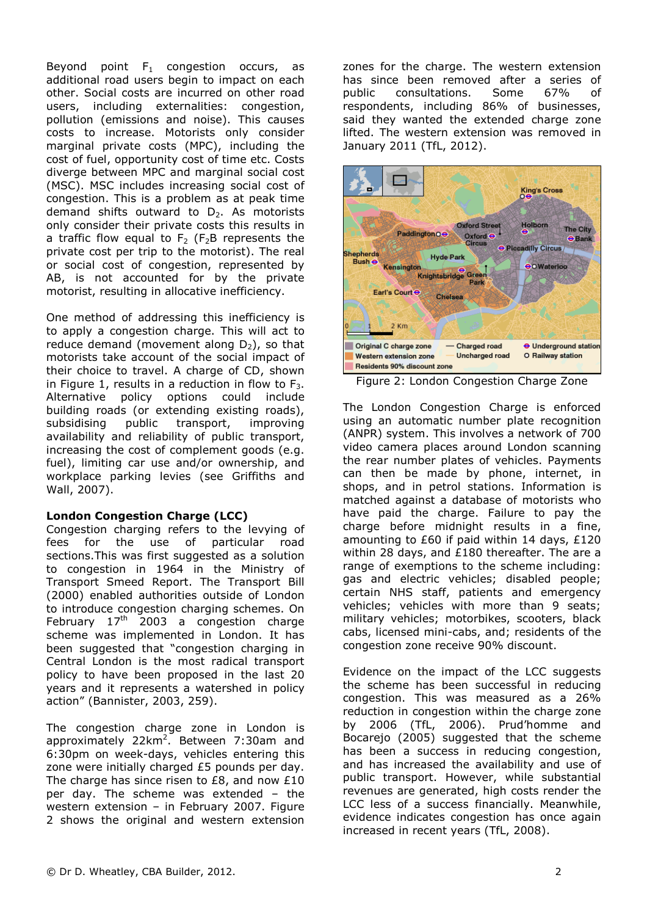Beyond point $F_1$ congestion occurs, as additional road users begin to impact on each other. Social costs are incurred on other road users, including externalities: congestion, pollution (emissions and noise). This causes costs to increase. Motorists only consider marginal private costs (MPC), including the cost of fuel, opportunity cost of time etc. Costs diverge between MPC and marginal social cost (MSC). MSC includes increasing social cost of congestion. This is a problem as at peak time demand shifts outward to $D_2$. As motorists only consider their private costs this results in a traffic flow equal to $F_2$ ($F_2B$ represents the private cost per trip to the motorist). The real or social cost of congestion, represented by AB, is not accounted for by the private motorist, resulting in allocative inefficiency.

One method of addressing this inefficiency is to apply a congestion charge. This will act to reduce demand (movement along $D_2$), so that motorists take account of the social impact of their choice to travel. A charge of CD, shown in Figure 1, results in a reduction in flow to $F_3$. Alternative policy options could include building roads (or extending existing roads), subsidising public transport, improving availability and reliability of public transport, increasing the cost of complement goods (e.g. fuel), limiting car use and/or ownership, and workplace parking levies (see Griffiths and Wall, 2007).

**London Congestion Charge (LCC)**

Congestion charging refers to the levying of fees for the use of particular road sections.This was first suggested as a solution to congestion in 1964 in the Ministry of Transport Smeed Report. The Transport Bill (2000) enabled authorities outside of London to introduce congestion charging schemes. On February 17th 2003 a congestion charge scheme was implemented in London. It has been suggested that "congestion charging in Central London is the most radical transport policy to have been proposed in the last 20 years and it represents a watershed in policy action" (Bannister, 2003, 259).

The congestion charge zone in London is approximately 22km$^2$. Between 7:30am and 6:30pm on week-days, vehicles entering this zone were initially charged £5 pounds per day. The charge has since risen to £8, and now £10 per day. The scheme was extended – the western extension – in February 2007. Figure 2 shows the original and western extension zones for the charge. The western extension has since been removed after a series of public consultations. Some 67% of respondents, including 86% of businesses, said they wanted the extended charge zone lifted. The western extension was removed in January 2011 (TfL, 2012).

Figure 2: London Congestion Charge Zone

The London Congestion Charge is enforced using an automatic number plate recognition (ANPR) system. This involves a network of 700 video camera places around London scanning the rear number plates of vehicles. Payments can then be made by phone, internet, in shops, and in petrol stations. Information is matched against a database of motorists who have paid the charge. Failure to pay the charge before midnight results in a fine, amounting to £60 if paid within 14 days, £120 within 28 days, and £180 thereafter. The are a range of exemptions to the scheme including: gas and electric vehicles; disabled people; certain NHS staff, patients and emergency vehicles; vehicles with more than 9 seats; military vehicles; motorbikes, scooters, black cabs, licensed mini-cabs, and; residents of the congestion zone receive 90% discount.

Evidence on the impact of the LCC suggests the scheme has been successful in reducing congestion. This was measured as a 26% reduction in congestion within the charge zone by 2006 (TfL, 2006). Prud'homme and Bocarejo (2005) suggested that the scheme has been a success in reducing congestion, and has increased the availability and use of public transport. However, while substantial revenues are generated, high costs render the LCC less of a success financially. Meanwhile, evidence indicates congestion has once again increased in recent years (TfL, 2008).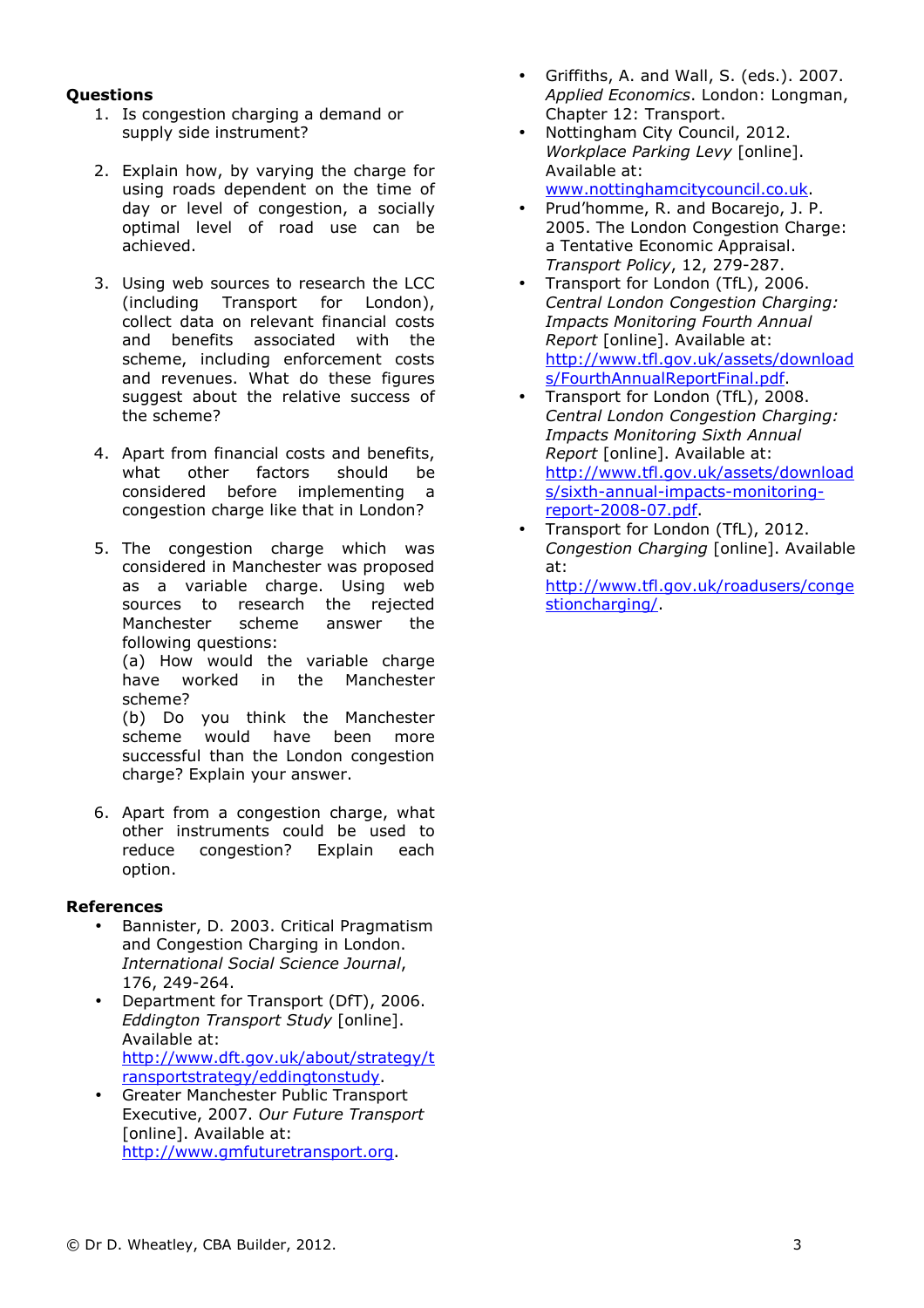## Questions

1. Is congestion charging a demand or supply side instrument?

2. Explain how, by varying the charge for using roads dependent on the time of day or level of congestion, a socially optimal level of road use can be achieved.

3. Using web sources to research the LCC (including Transport for London), collect data on relevant financial costs and benefits associated with the scheme, including enforcement costs and revenues. What do these figures suggest about the relative success of the scheme?

4. Apart from financial costs and benefits, what other factors should be considered before implementing a congestion charge like that in London?

5. The congestion charge which was considered in Manchester was proposed as a variable charge. Using web sources to research the rejected Manchester scheme answer the following questions:
   (a) How would the variable charge have worked in the Manchester scheme?
   (b) Do you think the Manchester scheme would have been more successful than the London congestion charge? Explain your answer.

6. Apart from a congestion charge, what other instruments could be used to reduce congestion? Explain each option.

## References

- Bannister, D. 2003. Critical Pragmatism and Congestion Charging in London. *International Social Science Journal*, 176, 249-264.
- Department for Transport (DfT), 2006. *Eddington Transport Study* [online]. Available at: http://www.dft.gov.uk/about/strategy/transportstrategy/eddingtonstudy.
- Greater Manchester Public Transport Executive, 2007. *Our Future Transport* [online]. Available at: http://www.gmfuturetransport.org.
- Griffiths, A. and Wall, S. (eds.). 2007. *Applied Economics*. London: Longman, Chapter 12: Transport.
- Nottingham City Council, 2012. *Workplace Parking Levy* [online]. Available at: www.nottinghamcitycouncil.co.uk.
- Prud'homme, R. and Bocarejo, J. P. 2005. The London Congestion Charge: a Tentative Economic Appraisal. *Transport Policy*, 12, 279-287.
- Transport for London (TfL), 2006. *Central London Congestion Charging: Impacts Monitoring Fourth Annual Report* [online]. Available at: http://www.tfl.gov.uk/assets/downloads/FourthAnnualReportFinal.pdf.
- Transport for London (TfL), 2008. *Central London Congestion Charging: Impacts Monitoring Sixth Annual Report* [online]. Available at: http://www.tfl.gov.uk/assets/downloads/sixth-annual-impacts-monitoring-report-2008-07.pdf.
- Transport for London (TfL), 2012. *Congestion Charging* [online]. Available at: http://www.tfl.gov.uk/roadusers/congestioncharging/.

© Dr D. Wheatley, CBA Builder, 2012.